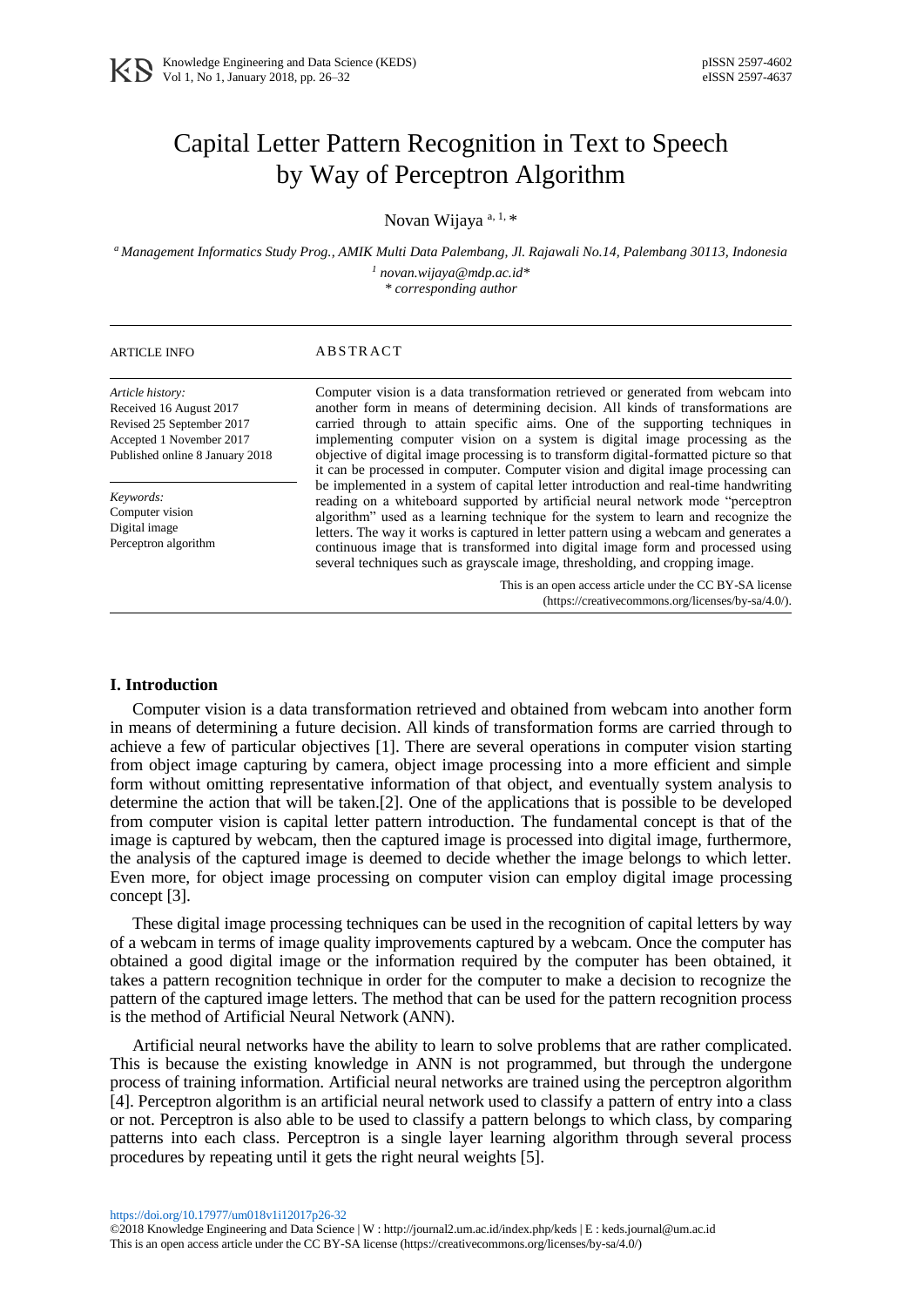# Capital Letter Pattern Recognition in Text to Speech by Way of Perceptron Algorithm

Novan Wijaya [a, 1, *]

[a] *Management Informatics Study Prog., AMIK Multi Data Palembang, Jl. Rajawali No.14, Palembang 30113, Indonesia*

[1] *novan.wijaya@mdp.ac.id**

*\* corresponding author*

| ARTICLE INFO | ABSTRACT |
|---|---|
| *Article history:* Received 16 August 2017 Revised 25 September 2017 Accepted 1 November 2017 Published online 8 January 2018 | Computer vision is a data transformation retrieved or generated from webcam into another form in means of determining decision. All kinds of transformations are carried through to attain specific aims. One of the supporting techniques in implementing computer vision on a system is digital image processing as the objective of digital image processing is to transform digital-formatted picture so that it can be processed in computer. Computer vision and digital image processing can be implemented in a system of capital letter introduction and real-time handwriting reading on a whiteboard supported by artificial neural network mode "perceptron algorithm" used as a learning technique for the system to learn and recognize the letters. The way it works is captured in letter pattern using a webcam and generates a continuous image that is transformed into digital image form and processed using several techniques such as grayscale image, thresholding, and cropping image. |
| *Keywords:* Computer vision Digital image Perceptron algorithm | |

This is an open access article under the CC BY-SA license (https://creativecommons.org/licenses/by-sa/4.0/).

## I. Introduction

Computer vision is a data transformation retrieved and obtained from webcam into another form in means of determining a future decision. All kinds of transformation forms are carried through to achieve a few of particular objectives [1]. There are several operations in computer vision starting from object image capturing by camera, object image processing into a more efficient and simple form without omitting representative information of that object, and eventually system analysis to determine the action that will be taken.[2]. One of the applications that is possible to be developed from computer vision is capital letter pattern introduction. The fundamental concept is that of the image is captured by webcam, then the captured image is processed into digital image, furthermore, the analysis of the captured image is deemed to decide whether the image belongs to which letter. Even more, for object image processing on computer vision can employ digital image processing concept [3].

These digital image processing techniques can be used in the recognition of capital letters by way of a webcam in terms of image quality improvements captured by a webcam. Once the computer has obtained a good digital image or the information required by the computer has been obtained, it takes a pattern recognition technique in order for the computer to make a decision to recognize the pattern of the captured image letters. The method that can be used for the pattern recognition process is the method of Artificial Neural Network (ANN).

Artificial neural networks have the ability to learn to solve problems that are rather complicated. This is because the existing knowledge in ANN is not programmed, but through the undergone process of training information. Artificial neural networks are trained using the perceptron algorithm [4]. Perceptron algorithm is an artificial neural network used to classify a pattern of entry into a class or not. Perceptron is also able to be used to classify a pattern belongs to which class, by comparing patterns into each class. Perceptron is a single layer learning algorithm through several process procedures by repeating until it gets the right neural weights [5].

https://doi.org/10.17977/um018v1i12017p26-32

©2018 Knowledge Engineering and Data Science | W : http://journal2.um.ac.id/index.php/keds | E : keds.journal@um.ac.id

This is an open access article under the CC BY-SA license (https://creativecommons.org/licenses/by-sa/4.0/)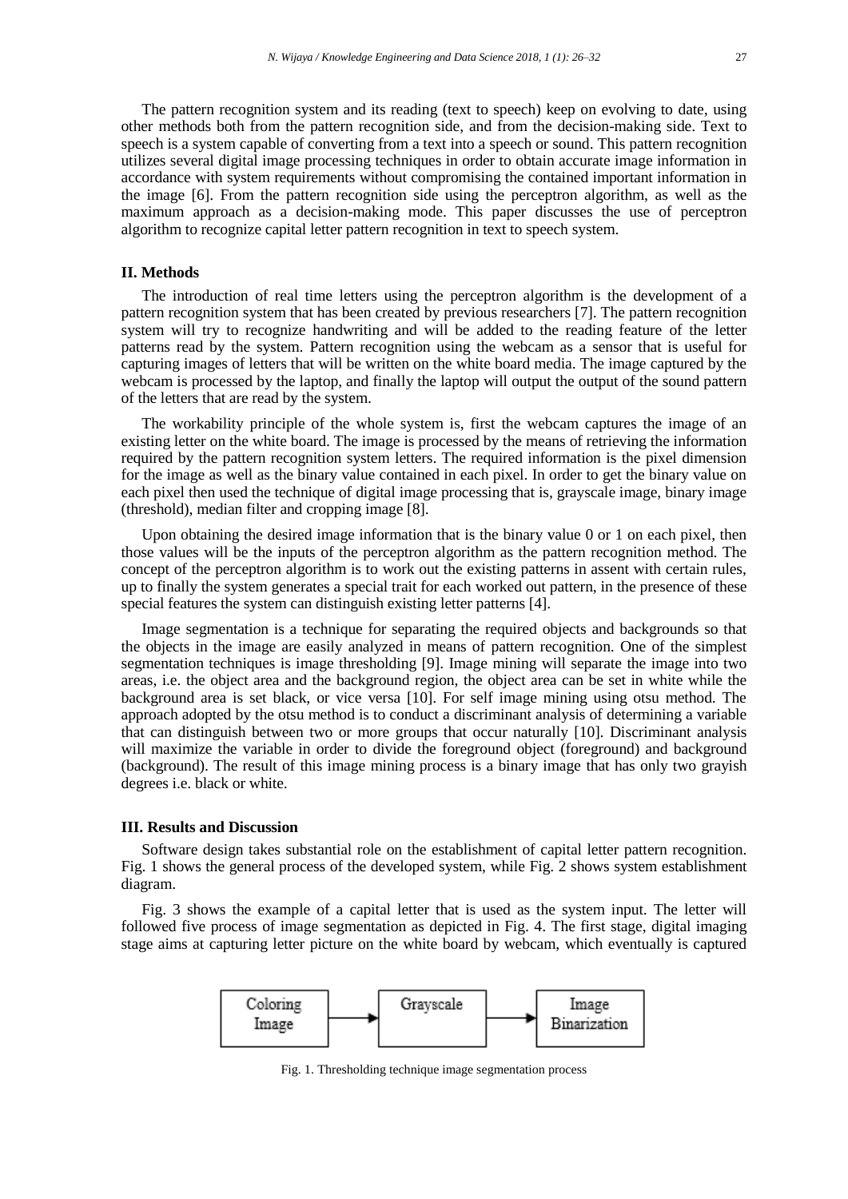The pattern recognition system and its reading (text to speech) keep on evolving to date, using other methods both from the pattern recognition side, and from the decision-making side. Text to speech is a system capable of converting from a text into a speech or sound. This pattern recognition utilizes several digital image processing techniques in order to obtain accurate image information in accordance with system requirements without compromising the contained important information in the image [6]. From the pattern recognition side using the perceptron algorithm, as well as the maximum approach as a decision-making mode. This paper discusses the use of perceptron algorithm to recognize capital letter pattern recognition in text to speech system.

## II. Methods

The introduction of real time letters using the perceptron algorithm is the development of a pattern recognition system that has been created by previous researchers [7]. The pattern recognition system will try to recognize handwriting and will be added to the reading feature of the letter patterns read by the system. Pattern recognition using the webcam as a sensor that is useful for capturing images of letters that will be written on the white board media. The image captured by the webcam is processed by the laptop, and finally the laptop will output the output of the sound pattern of the letters that are read by the system.

The workability principle of the whole system is, first the webcam captures the image of an existing letter on the white board. The image is processed by the means of retrieving the information required by the pattern recognition system letters. The required information is the pixel dimension for the image as well as the binary value contained in each pixel. In order to get the binary value on each pixel then used the technique of digital image processing that is, grayscale image, binary image (threshold), median filter and cropping image [8].

Upon obtaining the desired image information that is the binary value 0 or 1 on each pixel, then those values will be the inputs of the perceptron algorithm as the pattern recognition method. The concept of the perceptron algorithm is to work out the existing patterns in assent with certain rules, up to finally the system generates a special trait for each worked out pattern, in the presence of these special features the system can distinguish existing letter patterns [4].

Image segmentation is a technique for separating the required objects and backgrounds so that the objects in the image are easily analyzed in means of pattern recognition. One of the simplest segmentation techniques is image thresholding [9]. Image mining will separate the image into two areas, i.e. the object area and the background region, the object area can be set in white while the background area is set black, or vice versa [10]. For self image mining using otsu method. The approach adopted by the otsu method is to conduct a discriminant analysis of determining a variable that can distinguish between two or more groups that occur naturally [10]. Discriminant analysis will maximize the variable in order to divide the foreground object (foreground) and background (background). The result of this image mining process is a binary image that has only two grayish degrees i.e. black or white.

## III. Results and Discussion

Software design takes substantial role on the establishment of capital letter pattern recognition. Fig. 1 shows the general process of the developed system, while Fig. 2 shows system establishment diagram.

Fig. 3 shows the example of a capital letter that is used as the system input. The letter will followed five process of image segmentation as depicted in Fig. 4. The first stage, digital imaging stage aims at capturing letter picture on the white board by webcam, which eventually is captured

Coloring Image → Grayscale → Image Binarization

Fig. 1. Thresholding technique image segmentation process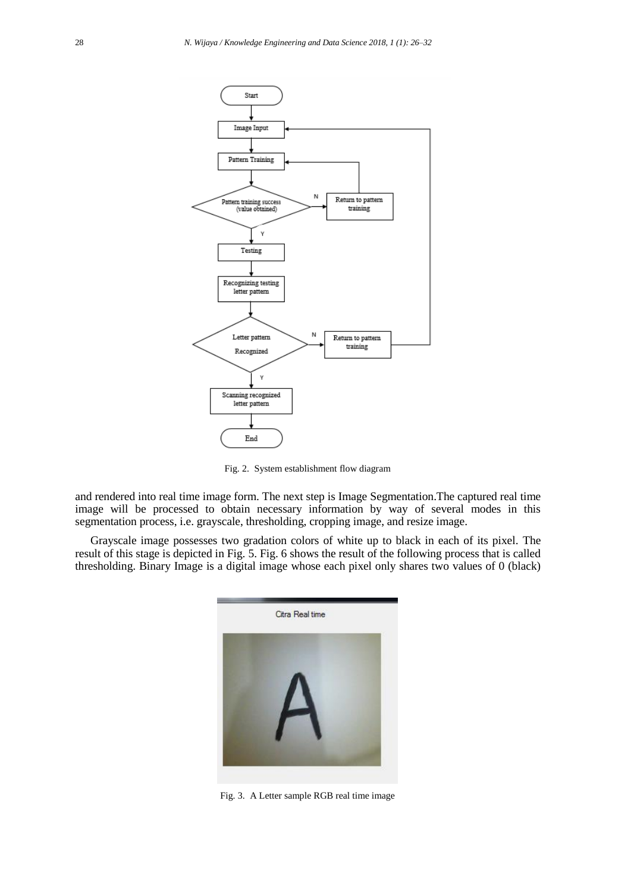Fig. 2. System establishment flow diagram

and rendered into real time image form. The next step is Image Segmentation.The captured real time image will be processed to obtain necessary information by way of several modes in this segmentation process, i.e. grayscale, thresholding, cropping image, and resize image.

Grayscale image possesses two gradation colors of white up to black in each of its pixel. The result of this stage is depicted in Fig. 5. Fig. 6 shows the result of the following process that is called thresholding. Binary Image is a digital image whose each pixel only shares two values of 0 (black)

Fig. 3. A Letter sample RGB real time image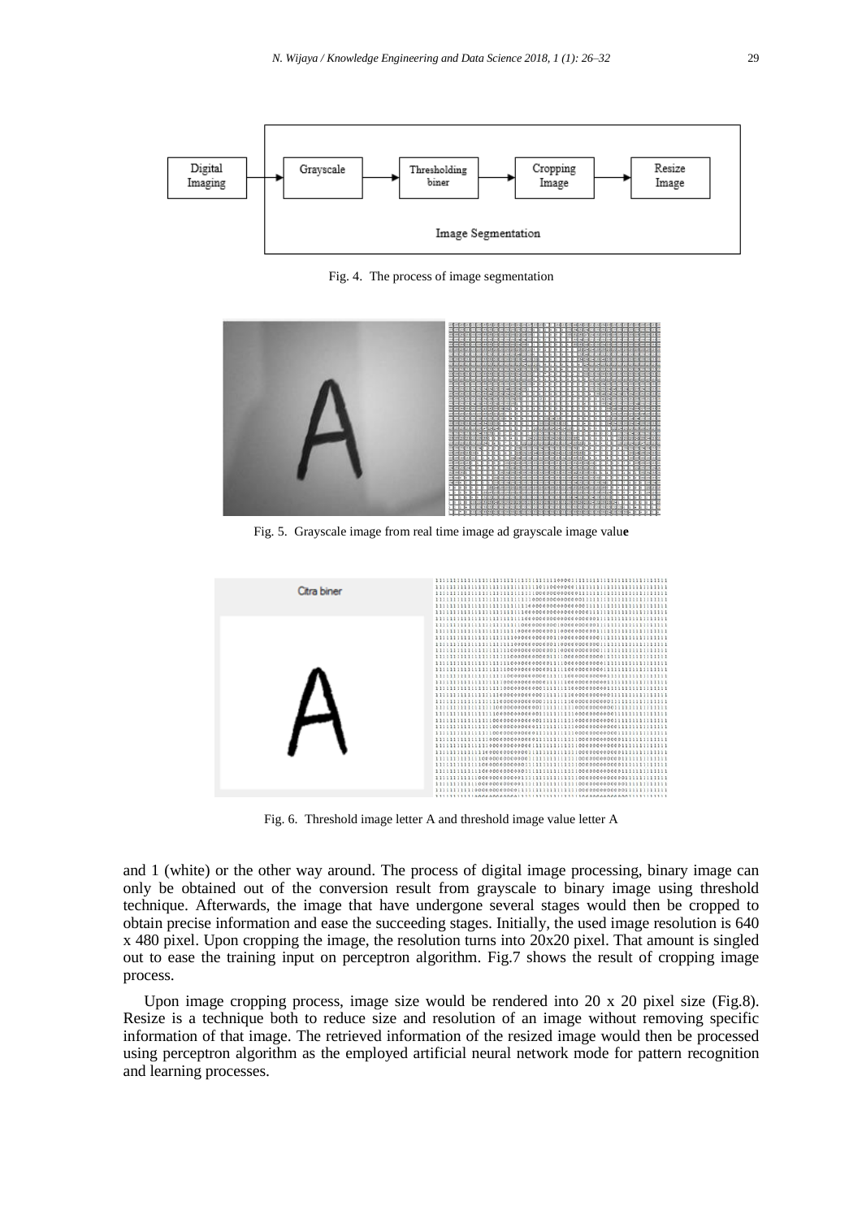Fig. 4. The process of image segmentation

Fig. 5. Grayscale image from real time image ad grayscale image value

Fig. 6. Threshold image letter A and threshold image value letter A

and 1 (white) or the other way around. The process of digital image processing, binary image can only be obtained out of the conversion result from grayscale to binary image using threshold technique. Afterwards, the image that have undergone several stages would then be cropped to obtain precise information and ease the succeeding stages. Initially, the used image resolution is 640 x 480 pixel. Upon cropping the image, the resolution turns into 20x20 pixel. That amount is singled out to ease the training input on perceptron algorithm. Fig.7 shows the result of cropping image process.

Upon image cropping process, image size would be rendered into 20 x 20 pixel size (Fig.8). Resize is a technique both to reduce size and resolution of an image without removing specific information of that image. The retrieved information of the resized image would then be processed using perceptron algorithm as the employed artificial neural network mode for pattern recognition and learning processes.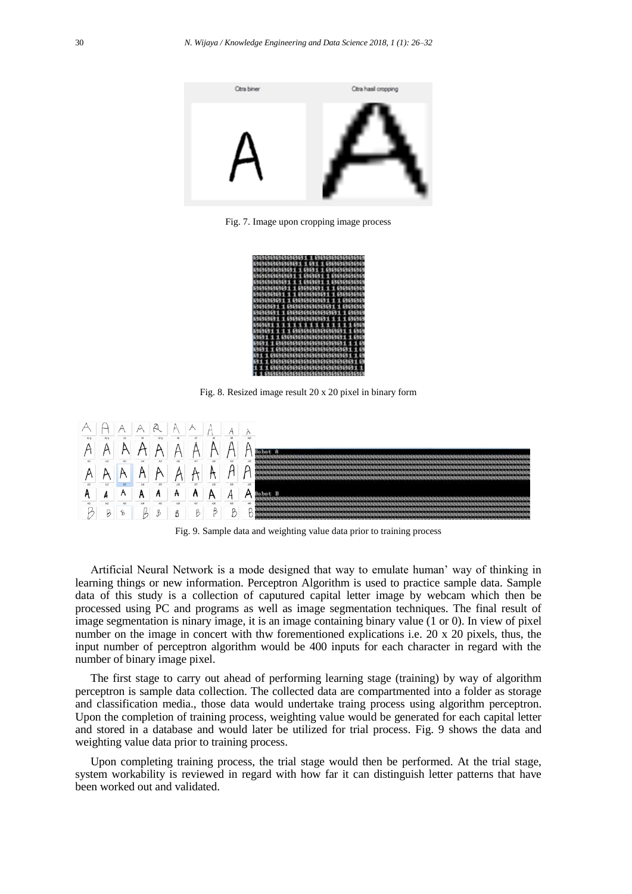Fig. 7. Image upon cropping image process

Fig. 8. Resized image result 20 x 20 pixel in binary form

Fig. 9. Sample data and weighting value data prior to training process

Artificial Neural Network is a mode designed that way to emulate human' way of thinking in learning things or new information. Perceptron Algorithm is used to practice sample data. Sample data of this study is a collection of caputured capital letter image by webcam which then be processed using PC and programs as well as image segmentation techniques. The final result of image segmentation is ninary image, it is an image containing binary value (1 or 0). In view of pixel number on the image in concert with thw forementioned explications i.e. 20 x 20 pixels, thus, the input number of perceptron algorithm would be 400 inputs for each character in regard with the number of binary image pixel.

The first stage to carry out ahead of performing learning stage (training) by way of algorithm perceptron is sample data collection. The collected data are compartmented into a folder as storage and classification media., those data would undertake traing process using algorithm perceptron. Upon the completion of training process, weighting value would be generated for each capital letter and stored in a database and would later be utilized for trial process. Fig. 9 shows the data and weighting value data prior to training process.

Upon completing training process, the trial stage would then be performed. At the trial stage, system workability is reviewed in regard with how far it can distinguish letter patterns that have been worked out and validated.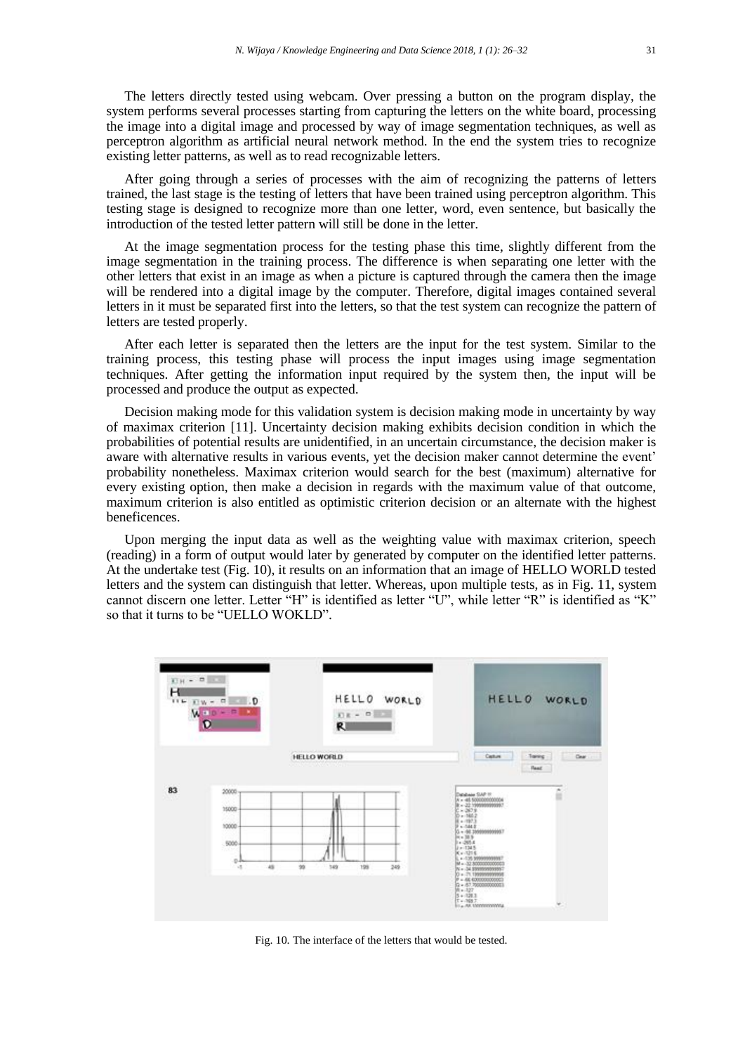The letters directly tested using webcam. Over pressing a button on the program display, the system performs several processes starting from capturing the letters on the white board, processing the image into a digital image and processed by way of image segmentation techniques, as well as perceptron algorithm as artificial neural network method. In the end the system tries to recognize existing letter patterns, as well as to read recognizable letters.

After going through a series of processes with the aim of recognizing the patterns of letters trained, the last stage is the testing of letters that have been trained using perceptron algorithm. This testing stage is designed to recognize more than one letter, word, even sentence, but basically the introduction of the tested letter pattern will still be done in the letter.

At the image segmentation process for the testing phase this time, slightly different from the image segmentation in the training process. The difference is when separating one letter with the other letters that exist in an image as when a picture is captured through the camera then the image will be rendered into a digital image by the computer. Therefore, digital images contained several letters in it must be separated first into the letters, so that the test system can recognize the pattern of letters are tested properly.

After each letter is separated then the letters are the input for the test system. Similar to the training process, this testing phase will process the input images using image segmentation techniques. After getting the information input required by the system then, the input will be processed and produce the output as expected.

Decision making mode for this validation system is decision making mode in uncertainty by way of maximax criterion [11]. Uncertainty decision making exhibits decision condition in which the probabilities of potential results are unidentified, in an uncertain circumstance, the decision maker is aware with alternative results in various events, yet the decision maker cannot determine the event' probability nonetheless. Maximax criterion would search for the best (maximum) alternative for every existing option, then make a decision in regards with the maximum value of that outcome, maximum criterion is also entitled as optimistic criterion decision or an alternate with the highest beneficences.

Upon merging the input data as well as the weighting value with maximax criterion, speech (reading) in a form of output would later by generated by computer on the identified letter patterns. At the undertake test (Fig. 10), it results on an information that an image of HELLO WORLD tested letters and the system can distinguish that letter. Whereas, upon multiple tests, as in Fig. 11, system cannot discern one letter. Letter "H" is identified as letter "U", while letter "R" is identified as "K" so that it turns to be "UELLO WOKLD".

Fig. 10. The interface of the letters that would be tested.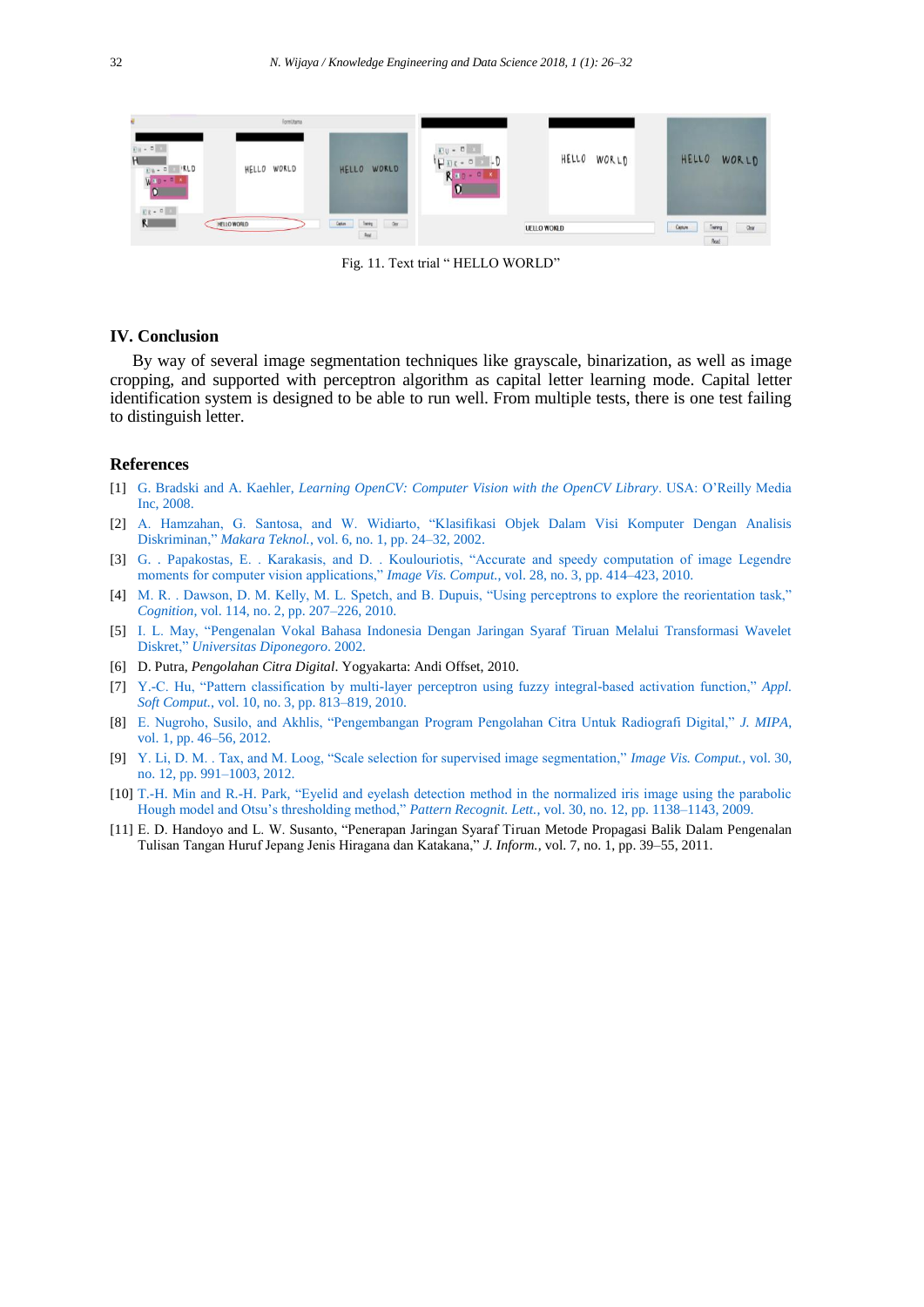Fig. 11. Text trial " HELLO WORLD"

## IV. Conclusion

By way of several image segmentation techniques like grayscale, binarization, as well as image cropping, and supported with perceptron algorithm as capital letter learning mode. Capital letter identification system is designed to be able to run well. From multiple tests, there is one test failing to distinguish letter.

## References

[1] G. Bradski and A. Kaehler, *Learning OpenCV: Computer Vision with the OpenCV Library*. USA: O'Reilly Media Inc, 2008.

[2] A. Hamzahan, G. Santosa, and W. Widiarto, "Klasifikasi Objek Dalam Visi Komputer Dengan Analisis Diskriminan," *Makara Teknol.*, vol. 6, no. 1, pp. 24–32, 2002.

[3] G. . Papakostas, E. . Karakasis, and D. . Koulouriotis, "Accurate and speedy computation of image Legendre moments for computer vision applications," *Image Vis. Comput.*, vol. 28, no. 3, pp. 414–423, 2010.

[4] M. R. . Dawson, D. M. Kelly, M. L. Spetch, and B. Dupuis, "Using perceptrons to explore the reorientation task," *Cognition*, vol. 114, no. 2, pp. 207–226, 2010.

[5] I. L. May, "Pengenalan Vokal Bahasa Indonesia Dengan Jaringan Syaraf Tiruan Melalui Transformasi Wavelet Diskret," *Universitas Diponegoro*. 2002.

[6] D. Putra, *Pengolahan Citra Digital*. Yogyakarta: Andi Offset, 2010.

[7] Y.-C. Hu, "Pattern classification by multi-layer perceptron using fuzzy integral-based activation function," *Appl. Soft Comput.*, vol. 10, no. 3, pp. 813–819, 2010.

[8] E. Nugroho, Susilo, and Akhlis, "Pengembangan Program Pengolahan Citra Untuk Radiografi Digital," *J. MIPA*, vol. 1, pp. 46–56, 2012.

[9] Y. Li, D. M. . Tax, and M. Loog, "Scale selection for supervised image segmentation," *Image Vis. Comput.*, vol. 30, no. 12, pp. 991–1003, 2012.

[10] T.-H. Min and R.-H. Park, "Eyelid and eyelash detection method in the normalized iris image using the parabolic Hough model and Otsu's thresholding method," *Pattern Recognit. Lett.*, vol. 30, no. 12, pp. 1138–1143, 2009.

[11] E. D. Handoyo and L. W. Susanto, "Penerapan Jaringan Syaraf Tiruan Metode Propagasi Balik Dalam Pengenalan Tulisan Tangan Huruf Jepang Jenis Hiragana dan Katakana," *J. Inform.*, vol. 7, no. 1, pp. 39–55, 2011.